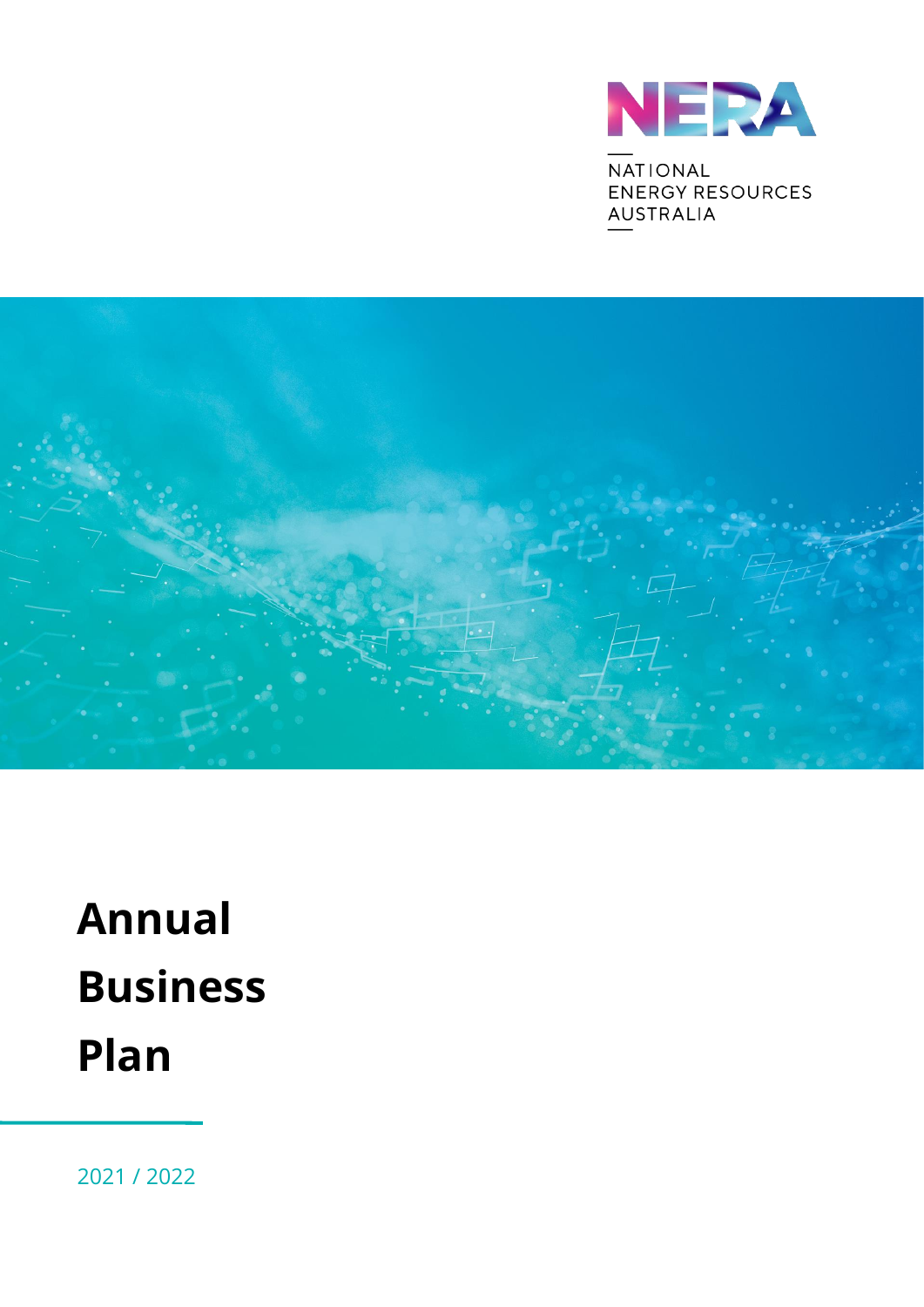NERA

NATIONAL
ENERGY RESOURCES
AUSTRALIA

# Annual Business Plan

2021 / 2022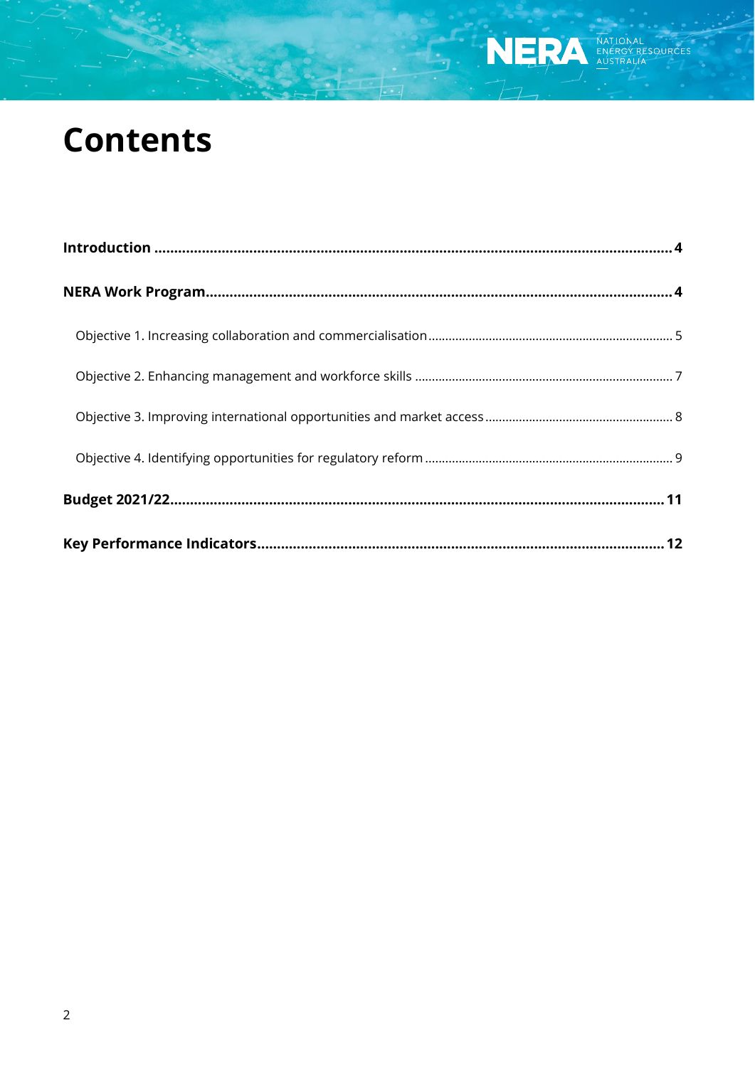# Contents

**Introduction .................................................................................................................................... 4**

**NERA Work Program...................................................................................................................... 4**

Objective 1. Increasing collaboration and commercialisation ........................................................................ 5

Objective 2. Enhancing management and workforce skills ............................................................................ 7

Objective 3. Improving international opportunities and market access ........................................................ 8

Objective 4. Identifying opportunities for regulatory reform .......................................................................... 9

**Budget 2021/22............................................................................................................................. 11**

**Key Performance Indicators....................................................................................................... 12**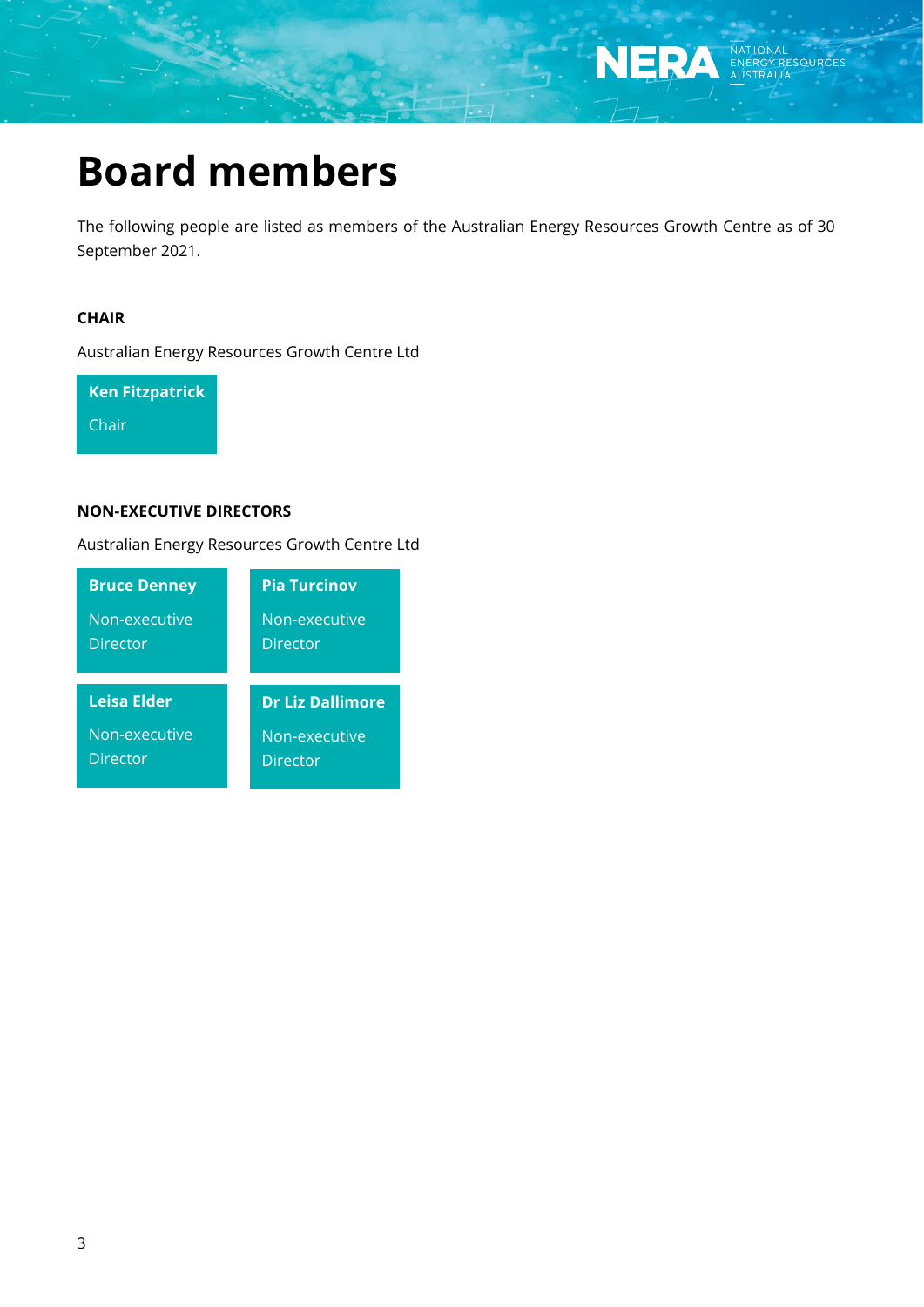# Board members

The following people are listed as members of the Australian Energy Resources Growth Centre as of 30 September 2021.

**CHAIR**

Australian Energy Resources Growth Centre Ltd

**Ken Fitzpatrick**
Chair

**NON-EXECUTIVE DIRECTORS**

Australian Energy Resources Growth Centre Ltd

**Bruce Denney**
Non-executive Director

**Pia Turcinov**
Non-executive Director

**Leisa Elder**
Non-executive Director

**Dr Liz Dallimore**
Non-executive Director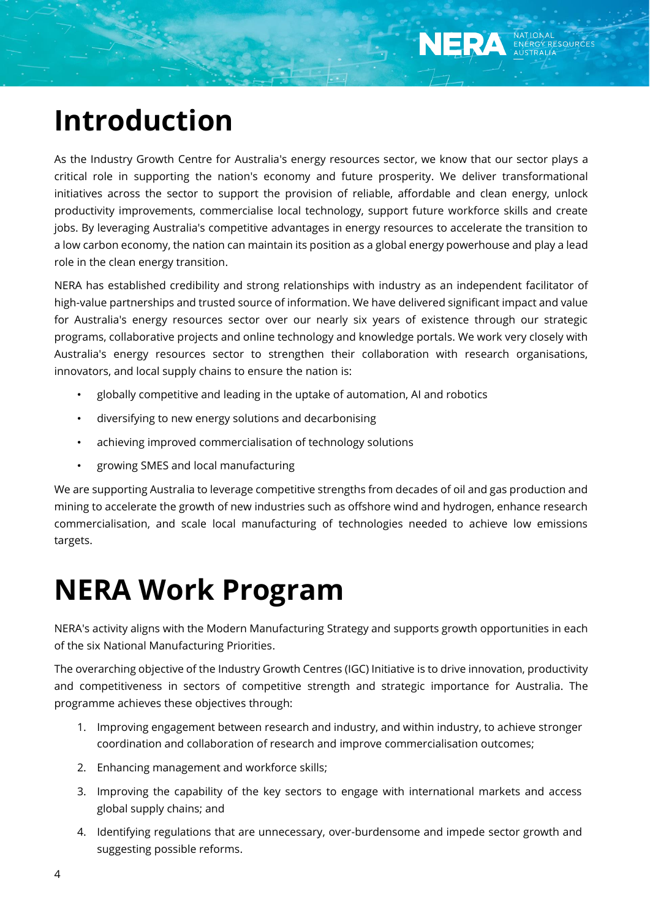# Introduction

As the Industry Growth Centre for Australia's energy resources sector, we know that our sector plays a critical role in supporting the nation's economy and future prosperity. We deliver transformational initiatives across the sector to support the provision of reliable, affordable and clean energy, unlock productivity improvements, commercialise local technology, support future workforce skills and create jobs. By leveraging Australia's competitive advantages in energy resources to accelerate the transition to a low carbon economy, the nation can maintain its position as a global energy powerhouse and play a lead role in the clean energy transition.

NERA has established credibility and strong relationships with industry as an independent facilitator of high-value partnerships and trusted source of information. We have delivered significant impact and value for Australia's energy resources sector over our nearly six years of existence through our strategic programs, collaborative projects and online technology and knowledge portals. We work very closely with Australia's energy resources sector to strengthen their collaboration with research organisations, innovators, and local supply chains to ensure the nation is:

- globally competitive and leading in the uptake of automation, AI and robotics
- diversifying to new energy solutions and decarbonising
- achieving improved commercialisation of technology solutions
- growing SMES and local manufacturing

We are supporting Australia to leverage competitive strengths from decades of oil and gas production and mining to accelerate the growth of new industries such as offshore wind and hydrogen, enhance research commercialisation, and scale local manufacturing of technologies needed to achieve low emissions targets.

# NERA Work Program

NERA's activity aligns with the Modern Manufacturing Strategy and supports growth opportunities in each of the six National Manufacturing Priorities.

The overarching objective of the Industry Growth Centres (IGC) Initiative is to drive innovation, productivity and competitiveness in sectors of competitive strength and strategic importance for Australia. The programme achieves these objectives through:

1. Improving engagement between research and industry, and within industry, to achieve stronger coordination and collaboration of research and improve commercialisation outcomes;
2. Enhancing management and workforce skills;
3. Improving the capability of the key sectors to engage with international markets and access global supply chains; and
4. Identifying regulations that are unnecessary, over-burdensome and impede sector growth and suggesting possible reforms.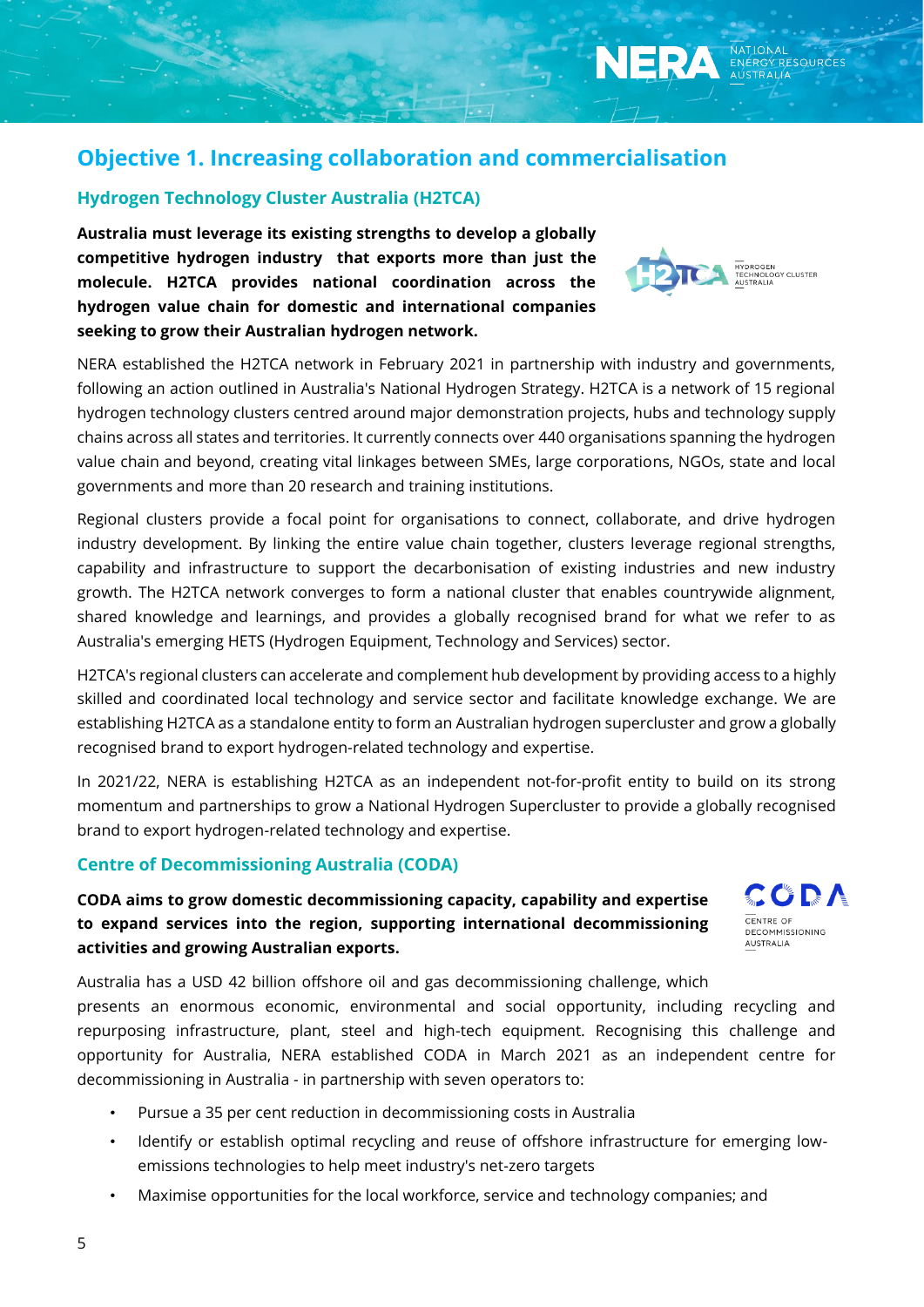## Objective 1. Increasing collaboration and commercialisation

### Hydrogen Technology Cluster Australia (H2TCA)

**Australia must leverage its existing strengths to develop a globally competitive hydrogen industry that exports more than just the molecule. H2TCA provides national coordination across the hydrogen value chain for domestic and international companies seeking to grow their Australian hydrogen network.**

NERA established the H2TCA network in February 2021 in partnership with industry and governments, following an action outlined in Australia's National Hydrogen Strategy. H2TCA is a network of 15 regional hydrogen technology clusters centred around major demonstration projects, hubs and technology supply chains across all states and territories. It currently connects over 440 organisations spanning the hydrogen value chain and beyond, creating vital linkages between SMEs, large corporations, NGOs, state and local governments and more than 20 research and training institutions.

Regional clusters provide a focal point for organisations to connect, collaborate, and drive hydrogen industry development. By linking the entire value chain together, clusters leverage regional strengths, capability and infrastructure to support the decarbonisation of existing industries and new industry growth. The H2TCA network converges to form a national cluster that enables countrywide alignment, shared knowledge and learnings, and provides a globally recognised brand for what we refer to as Australia's emerging HETS (Hydrogen Equipment, Technology and Services) sector.

H2TCA's regional clusters can accelerate and complement hub development by providing access to a highly skilled and coordinated local technology and service sector and facilitate knowledge exchange. We are establishing H2TCA as a standalone entity to form an Australian hydrogen supercluster and grow a globally recognised brand to export hydrogen-related technology and expertise.

In 2021/22, NERA is establishing H2TCA as an independent not-for-profit entity to build on its strong momentum and partnerships to grow a National Hydrogen Supercluster to provide a globally recognised brand to export hydrogen-related technology and expertise.

### Centre of Decommissioning Australia (CODA)

**CODA aims to grow domestic decommissioning capacity, capability and expertise to expand services into the region, supporting international decommissioning activities and growing Australian exports.**

Australia has a USD 42 billion offshore oil and gas decommissioning challenge, which presents an enormous economic, environmental and social opportunity, including recycling and repurposing infrastructure, plant, steel and high-tech equipment. Recognising this challenge and opportunity for Australia, NERA established CODA in March 2021 as an independent centre for decommissioning in Australia - in partnership with seven operators to:

- Pursue a 35 per cent reduction in decommissioning costs in Australia
- Identify or establish optimal recycling and reuse of offshore infrastructure for emerging low-emissions technologies to help meet industry's net-zero targets
- Maximise opportunities for the local workforce, service and technology companies; and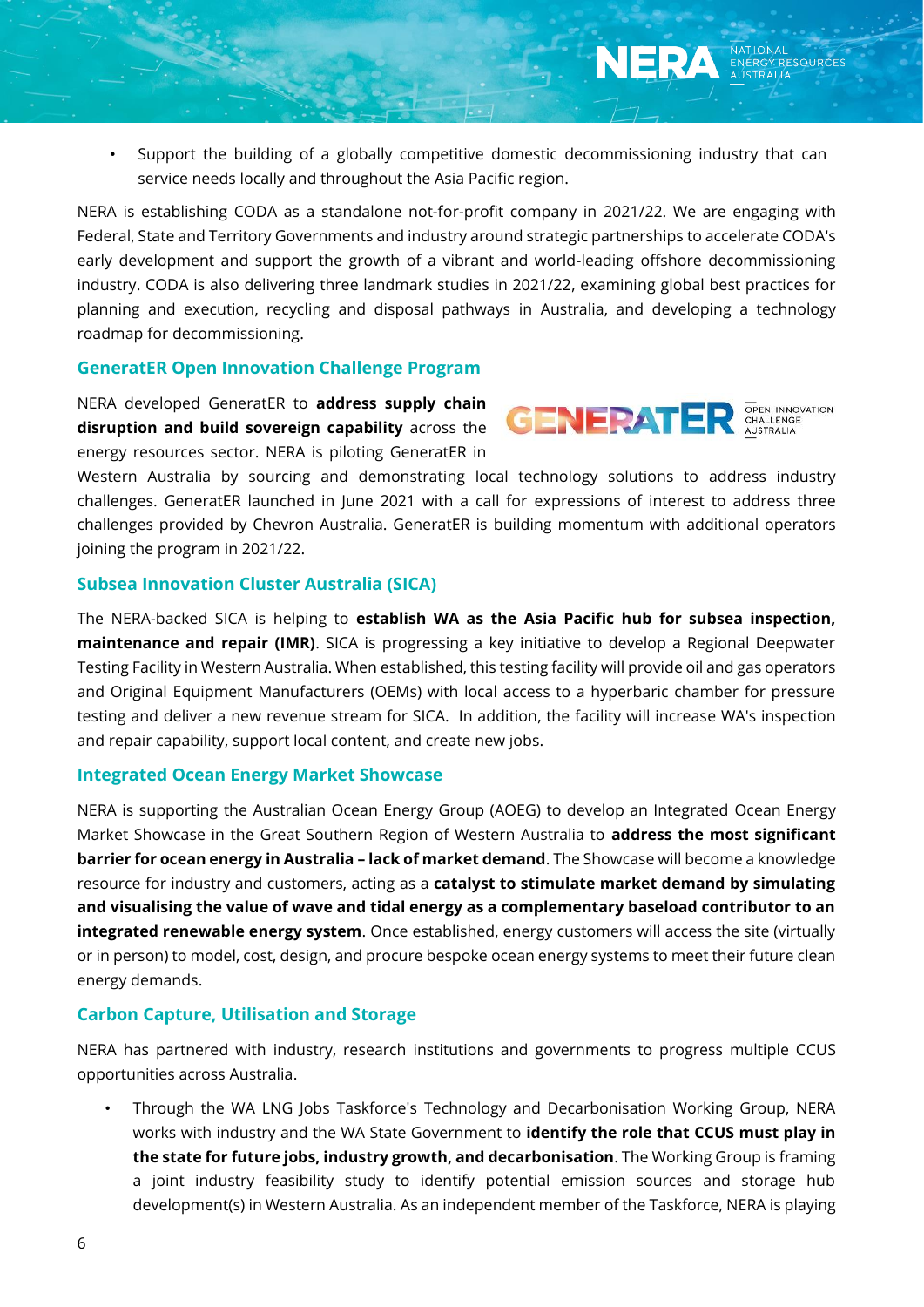- Support the building of a globally competitive domestic decommissioning industry that can service needs locally and throughout the Asia Pacific region.

NERA is establishing CODA as a standalone not-for-profit company in 2021/22. We are engaging with Federal, State and Territory Governments and industry around strategic partnerships to accelerate CODA's early development and support the growth of a vibrant and world-leading offshore decommissioning industry. CODA is also delivering three landmark studies in 2021/22, examining global best practices for planning and execution, recycling and disposal pathways in Australia, and developing a technology roadmap for decommissioning.

### GeneratER Open Innovation Challenge Program

NERA developed GeneratER to **address supply chain disruption and build sovereign capability** across the energy resources sector. NERA is piloting GeneratER in Western Australia by sourcing and demonstrating local technology solutions to address industry challenges. GeneratER launched in June 2021 with a call for expressions of interest to address three challenges provided by Chevron Australia. GeneratER is building momentum with additional operators joining the program in 2021/22.

### Subsea Innovation Cluster Australia (SICA)

The NERA-backed SICA is helping to **establish WA as the Asia Pacific hub for subsea inspection, maintenance and repair (IMR)**. SICA is progressing a key initiative to develop a Regional Deepwater Testing Facility in Western Australia. When established, this testing facility will provide oil and gas operators and Original Equipment Manufacturers (OEMs) with local access to a hyperbaric chamber for pressure testing and deliver a new revenue stream for SICA. In addition, the facility will increase WA's inspection and repair capability, support local content, and create new jobs.

### Integrated Ocean Energy Market Showcase

NERA is supporting the Australian Ocean Energy Group (AOEG) to develop an Integrated Ocean Energy Market Showcase in the Great Southern Region of Western Australia to **address the most significant barrier for ocean energy in Australia – lack of market demand**. The Showcase will become a knowledge resource for industry and customers, acting as a **catalyst to stimulate market demand by simulating and visualising the value of wave and tidal energy as a complementary baseload contributor to an integrated renewable energy system**. Once established, energy customers will access the site (virtually or in person) to model, cost, design, and procure bespoke ocean energy systems to meet their future clean energy demands.

### Carbon Capture, Utilisation and Storage

NERA has partnered with industry, research institutions and governments to progress multiple CCUS opportunities across Australia.

- Through the WA LNG Jobs Taskforce's Technology and Decarbonisation Working Group, NERA works with industry and the WA State Government to **identify the role that CCUS must play in the state for future jobs, industry growth, and decarbonisation**. The Working Group is framing a joint industry feasibility study to identify potential emission sources and storage hub development(s) in Western Australia. As an independent member of the Taskforce, NERA is playing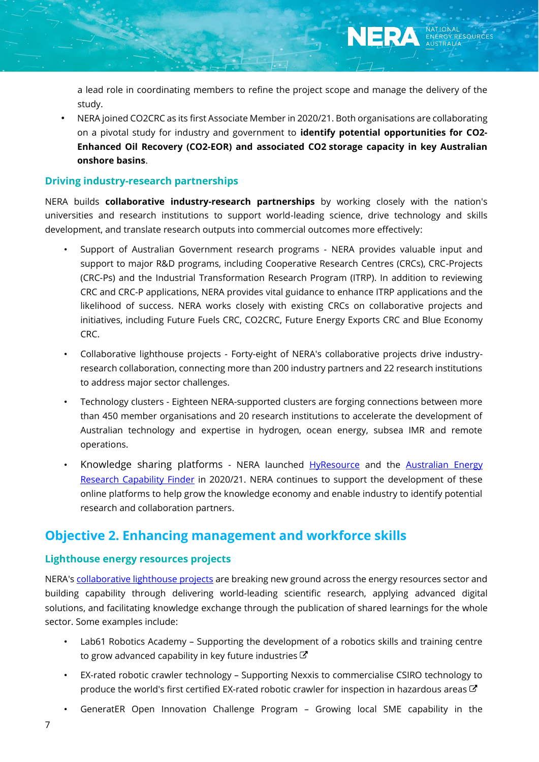a lead role in coordinating members to refine the project scope and manage the delivery of the study.

- NERA joined CO2CRC as its first Associate Member in 2020/21. Both organisations are collaborating on a pivotal study for industry and government to **identify potential opportunities for $CO_2$-Enhanced Oil Recovery ($CO_2$-EOR) and associated $CO_2$ storage capacity in key Australian onshore basins**.

### Driving industry-research partnerships

NERA builds **collaborative industry-research partnerships** by working closely with the nation's universities and research institutions to support world-leading science, drive technology and skills development, and translate research outputs into commercial outcomes more effectively:

- Support of Australian Government research programs - NERA provides valuable input and support to major R&D programs, including Cooperative Research Centres (CRCs), CRC-Projects (CRC-Ps) and the Industrial Transformation Research Program (ITRP). In addition to reviewing CRC and CRC-P applications, NERA provides vital guidance to enhance ITRP applications and the likelihood of success. NERA works closely with existing CRCs on collaborative projects and initiatives, including Future Fuels CRC, CO2CRC, Future Energy Exports CRC and Blue Economy CRC.

- Collaborative lighthouse projects - Forty-eight of NERA's collaborative projects drive industry-research collaboration, connecting more than 200 industry partners and 22 research institutions to address major sector challenges.

- Technology clusters - Eighteen NERA-supported clusters are forging connections between more than 450 member organisations and 20 research institutions to accelerate the development of Australian technology and expertise in hydrogen, ocean energy, subsea IMR and remote operations.

- Knowledge sharing platforms - NERA launched HyResource and the Australian Energy Research Capability Finder in 2020/21. NERA continues to support the development of these online platforms to help grow the knowledge economy and enable industry to identify potential research and collaboration partners.

## Objective 2. Enhancing management and workforce skills

### Lighthouse energy resources projects

NERA's collaborative lighthouse projects are breaking new ground across the energy resources sector and building capability through delivering world-leading scientific research, applying advanced digital solutions, and facilitating knowledge exchange through the publication of shared learnings for the whole sector. Some examples include:

- Lab61 Robotics Academy – Supporting the development of a robotics skills and training centre to grow advanced capability in key future industries

- EX-rated robotic crawler technology – Supporting Nexxis to commercialise CSIRO technology to produce the world's first certified EX-rated robotic crawler for inspection in hazardous areas

- GeneratER Open Innovation Challenge Program – Growing local SME capability in the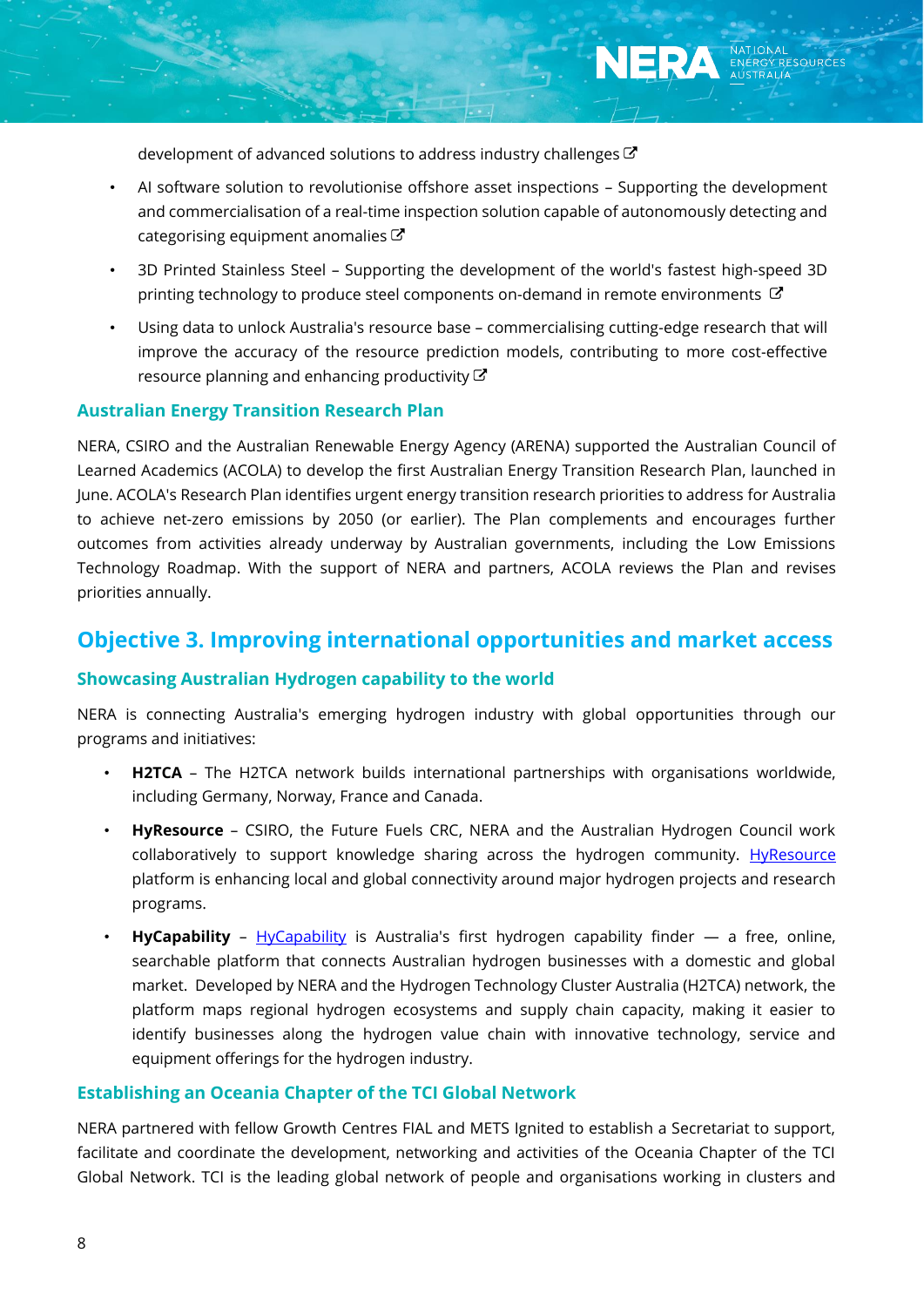development of advanced solutions to address industry challenges

- AI software solution to revolutionise offshore asset inspections – Supporting the development and commercialisation of a real-time inspection solution capable of autonomously detecting and categorising equipment anomalies
- 3D Printed Stainless Steel – Supporting the development of the world's fastest high-speed 3D printing technology to produce steel components on-demand in remote environments
- Using data to unlock Australia's resource base – commercialising cutting-edge research that will improve the accuracy of the resource prediction models, contributing to more cost-effective resource planning and enhancing productivity

### Australian Energy Transition Research Plan

NERA, CSIRO and the Australian Renewable Energy Agency (ARENA) supported the Australian Council of Learned Academics (ACOLA) to develop the first Australian Energy Transition Research Plan, launched in June. ACOLA's Research Plan identifies urgent energy transition research priorities to address for Australia to achieve net-zero emissions by 2050 (or earlier). The Plan complements and encourages further outcomes from activities already underway by Australian governments, including the Low Emissions Technology Roadmap. With the support of NERA and partners, ACOLA reviews the Plan and revises priorities annually.

## Objective 3. Improving international opportunities and market access

### Showcasing Australian Hydrogen capability to the world

NERA is connecting Australia's emerging hydrogen industry with global opportunities through our programs and initiatives:

- **H2TCA** – The H2TCA network builds international partnerships with organisations worldwide, including Germany, Norway, France and Canada.
- **HyResource** – CSIRO, the Future Fuels CRC, NERA and the Australian Hydrogen Council work collaboratively to support knowledge sharing across the hydrogen community. HyResource platform is enhancing local and global connectivity around major hydrogen projects and research programs.
- **HyCapability** – HyCapability is Australia's first hydrogen capability finder — a free, online, searchable platform that connects Australian hydrogen businesses with a domestic and global market. Developed by NERA and the Hydrogen Technology Cluster Australia (H2TCA) network, the platform maps regional hydrogen ecosystems and supply chain capacity, making it easier to identify businesses along the hydrogen value chain with innovative technology, service and equipment offerings for the hydrogen industry.

### Establishing an Oceania Chapter of the TCI Global Network

NERA partnered with fellow Growth Centres FIAL and METS Ignited to establish a Secretariat to support, facilitate and coordinate the development, networking and activities of the Oceania Chapter of the TCI Global Network. TCI is the leading global network of people and organisations working in clusters and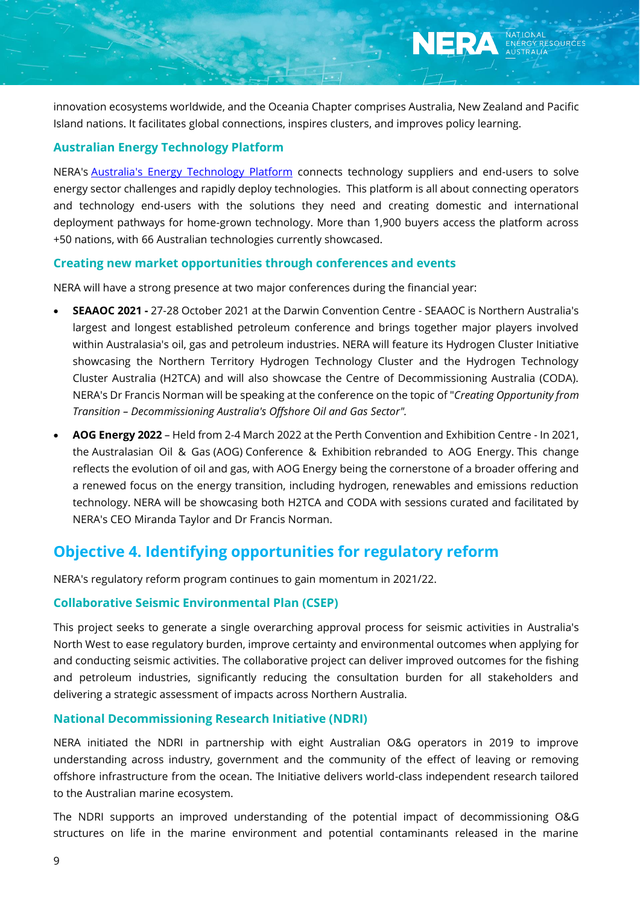innovation ecosystems worldwide, and the Oceania Chapter comprises Australia, New Zealand and Pacific Island nations. It facilitates global connections, inspires clusters, and improves policy learning.

### Australian Energy Technology Platform

NERA's Australia's Energy Technology Platform connects technology suppliers and end-users to solve energy sector challenges and rapidly deploy technologies. This platform is all about connecting operators and technology end-users with the solutions they need and creating domestic and international deployment pathways for home-grown technology. More than 1,900 buyers access the platform across +50 nations, with 66 Australian technologies currently showcased.

### Creating new market opportunities through conferences and events

NERA will have a strong presence at two major conferences during the financial year:

- **SEAAOC 2021 -** 27-28 October 2021 at the Darwin Convention Centre - SEAAOC is Northern Australia's largest and longest established petroleum conference and brings together major players involved within Australasia's oil, gas and petroleum industries. NERA will feature its Hydrogen Cluster Initiative showcasing the Northern Territory Hydrogen Technology Cluster and the Hydrogen Technology Cluster Australia (H2TCA) and will also showcase the Centre of Decommissioning Australia (CODA). NERA's Dr Francis Norman will be speaking at the conference on the topic of "*Creating Opportunity from Transition – Decommissioning Australia's Offshore Oil and Gas Sector".*
- **AOG Energy 2022** – Held from 2-4 March 2022 at the Perth Convention and Exhibition Centre - In 2021, the Australasian Oil & Gas (AOG) Conference & Exhibition rebranded to AOG Energy. This change reflects the evolution of oil and gas, with AOG Energy being the cornerstone of a broader offering and a renewed focus on the energy transition, including hydrogen, renewables and emissions reduction technology. NERA will be showcasing both H2TCA and CODA with sessions curated and facilitated by NERA's CEO Miranda Taylor and Dr Francis Norman.

## Objective 4. Identifying opportunities for regulatory reform

NERA's regulatory reform program continues to gain momentum in 2021/22.

### Collaborative Seismic Environmental Plan (CSEP)

This project seeks to generate a single overarching approval process for seismic activities in Australia's North West to ease regulatory burden, improve certainty and environmental outcomes when applying for and conducting seismic activities. The collaborative project can deliver improved outcomes for the fishing and petroleum industries, significantly reducing the consultation burden for all stakeholders and delivering a strategic assessment of impacts across Northern Australia.

### National Decommissioning Research Initiative (NDRI)

NERA initiated the NDRI in partnership with eight Australian O&G operators in 2019 to improve understanding across industry, government and the community of the effect of leaving or removing offshore infrastructure from the ocean. The Initiative delivers world-class independent research tailored to the Australian marine ecosystem.

The NDRI supports an improved understanding of the potential impact of decommissioning O&G structures on life in the marine environment and potential contaminants released in the marine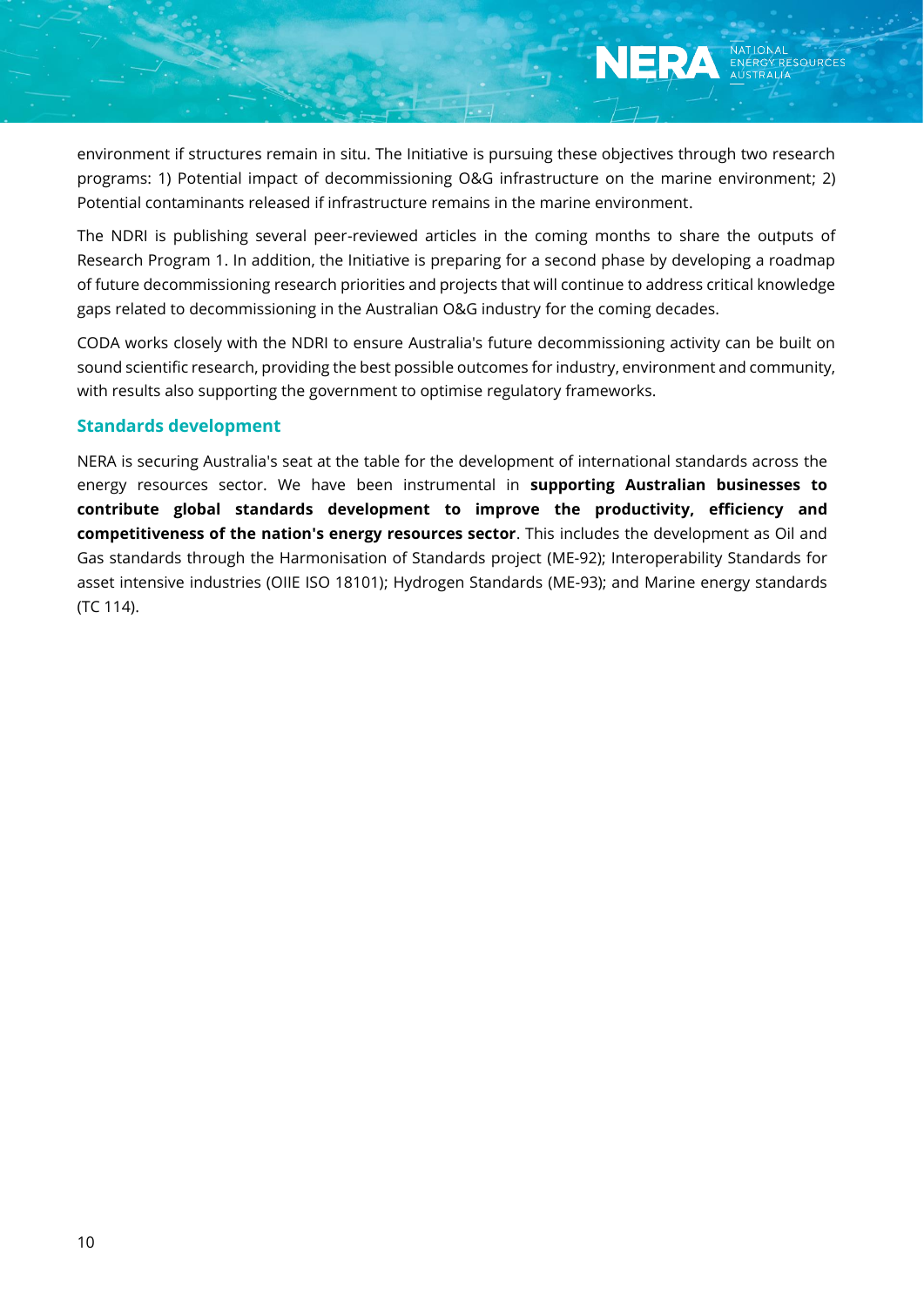environment if structures remain in situ. The Initiative is pursuing these objectives through two research programs: 1) Potential impact of decommissioning O&G infrastructure on the marine environment; 2) Potential contaminants released if infrastructure remains in the marine environment.

The NDRI is publishing several peer-reviewed articles in the coming months to share the outputs of Research Program 1. In addition, the Initiative is preparing for a second phase by developing a roadmap of future decommissioning research priorities and projects that will continue to address critical knowledge gaps related to decommissioning in the Australian O&G industry for the coming decades.

CODA works closely with the NDRI to ensure Australia's future decommissioning activity can be built on sound scientific research, providing the best possible outcomes for industry, environment and community, with results also supporting the government to optimise regulatory frameworks.

### Standards development

NERA is securing Australia's seat at the table for the development of international standards across the energy resources sector. We have been instrumental in **supporting Australian businesses to contribute global standards development to improve the productivity, efficiency and competitiveness of the nation's energy resources sector**. This includes the development as Oil and Gas standards through the Harmonisation of Standards project (ME-92); Interoperability Standards for asset intensive industries (OIIE ISO 18101); Hydrogen Standards (ME-93); and Marine energy standards (TC 114).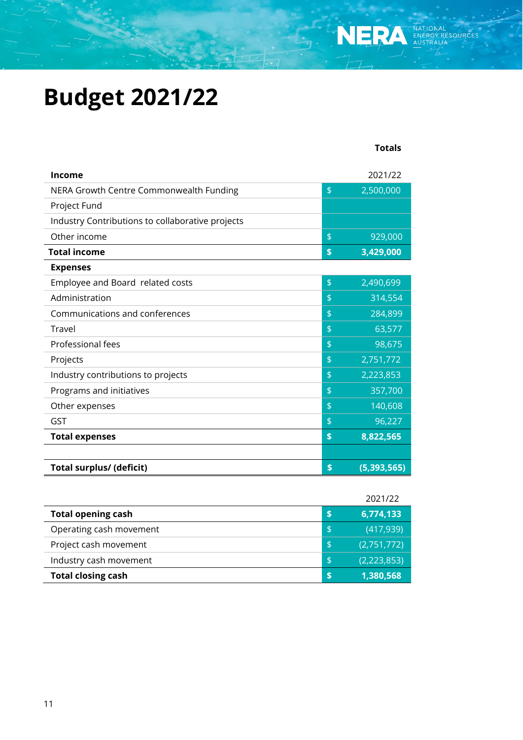# Budget 2021/22

| | | Totals |
|---|---|---|
| **Income** | | 2021/22 |
| NERA Growth Centre Commonwealth Funding | $ | 2,500,000 |
| Project Fund | | |
| Industry Contributions to collaborative projects | | |
| Other income | $ | 929,000 |
| **Total income** | **$** | **3,429,000** |
| **Expenses** | | |
| Employee and Board related costs | $ | 2,490,699 |
| Administration | $ | 314,554 |
| Communications and conferences | $ | 284,899 |
| Travel | $ | 63,577 |
| Professional fees | $ | 98,675 |
| Projects | $ | 2,751,772 |
| Industry contributions to projects | $ | 2,223,853 |
| Programs and initiatives | $ | 357,700 |
| Other expenses | $ | 140,608 |
| GST | $ | 96,227 |
| **Total expenses** | **$** | **8,822,565** |
| | | |
| **Total surplus/ (deficit)** | **$** | **(5,393,565)** |

| | | 2021/22 |
|---|---|---|
| **Total opening cash** | **$** | **6,774,133** |
| Operating cash movement | $ | (417,939) |
| Project cash movement | $ | (2,751,772) |
| Industry cash movement | $ | (2,223,853) |
| **Total closing cash** | **$** | **1,380,568** |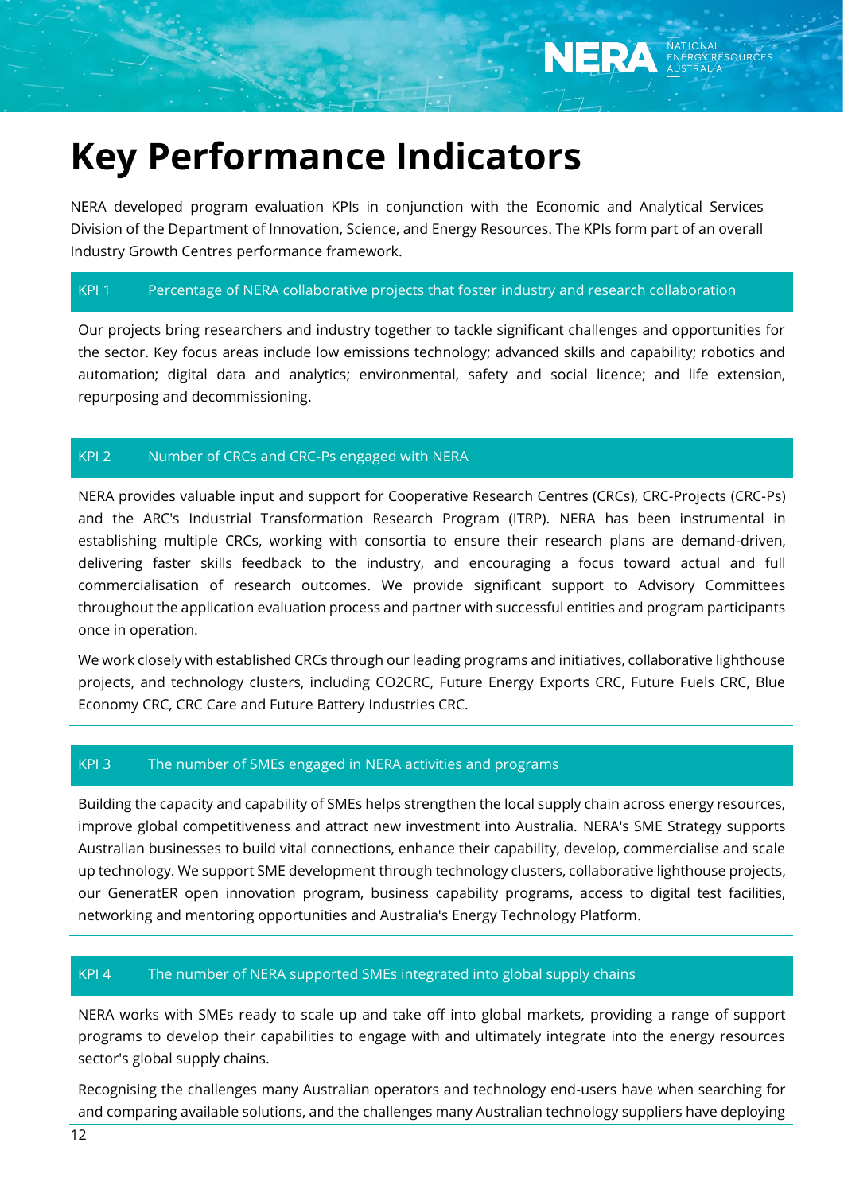# Key Performance Indicators

NERA developed program evaluation KPIs in conjunction with the Economic and Analytical Services Division of the Department of Innovation, Science, and Energy Resources. The KPIs form part of an overall Industry Growth Centres performance framework.

## KPI 1 Percentage of NERA collaborative projects that foster industry and research collaboration

Our projects bring researchers and industry together to tackle significant challenges and opportunities for the sector. Key focus areas include low emissions technology; advanced skills and capability; robotics and automation; digital data and analytics; environmental, safety and social licence; and life extension, repurposing and decommissioning.

## KPI 2 Number of CRCs and CRC-Ps engaged with NERA

NERA provides valuable input and support for Cooperative Research Centres (CRCs), CRC-Projects (CRC-Ps) and the ARC's Industrial Transformation Research Program (ITRP). NERA has been instrumental in establishing multiple CRCs, working with consortia to ensure their research plans are demand-driven, delivering faster skills feedback to the industry, and encouraging a focus toward actual and full commercialisation of research outcomes. We provide significant support to Advisory Committees throughout the application evaluation process and partner with successful entities and program participants once in operation.

We work closely with established CRCs through our leading programs and initiatives, collaborative lighthouse projects, and technology clusters, including CO2CRC, Future Energy Exports CRC, Future Fuels CRC, Blue Economy CRC, CRC Care and Future Battery Industries CRC.

## KPI 3 The number of SMEs engaged in NERA activities and programs

Building the capacity and capability of SMEs helps strengthen the local supply chain across energy resources, improve global competitiveness and attract new investment into Australia. NERA's SME Strategy supports Australian businesses to build vital connections, enhance their capability, develop, commercialise and scale up technology. We support SME development through technology clusters, collaborative lighthouse projects, our GeneratER open innovation program, business capability programs, access to digital test facilities, networking and mentoring opportunities and Australia's Energy Technology Platform.

## KPI 4 The number of NERA supported SMEs integrated into global supply chains

NERA works with SMEs ready to scale up and take off into global markets, providing a range of support programs to develop their capabilities to engage with and ultimately integrate into the energy resources sector's global supply chains.

Recognising the challenges many Australian operators and technology end-users have when searching for and comparing available solutions, and the challenges many Australian technology suppliers have deploying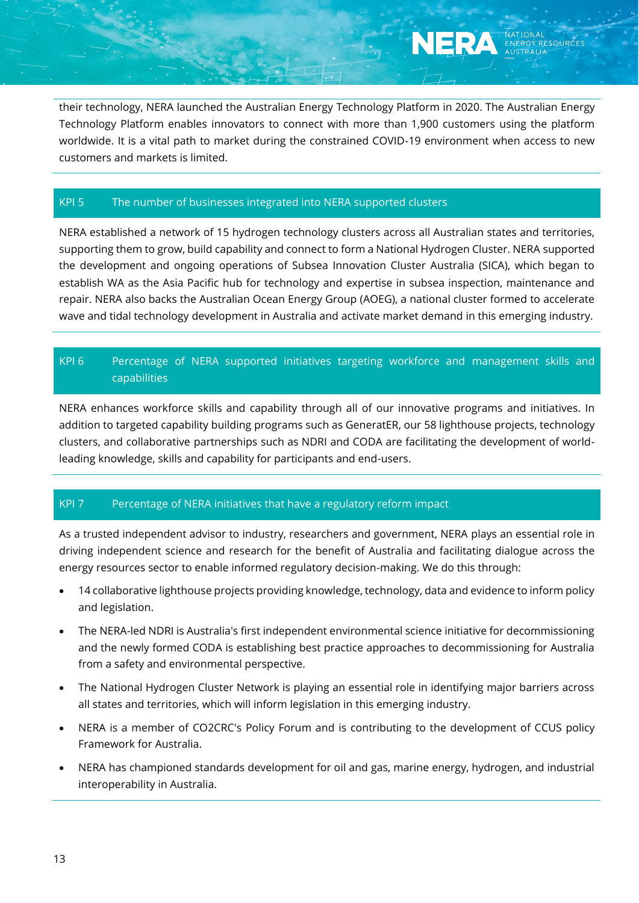their technology, NERA launched the Australian Energy Technology Platform in 2020. The Australian Energy Technology Platform enables innovators to connect with more than 1,900 customers using the platform worldwide. It is a vital path to market during the constrained COVID-19 environment when access to new customers and markets is limited.

### KPI 5 The number of businesses integrated into NERA supported clusters

NERA established a network of 15 hydrogen technology clusters across all Australian states and territories, supporting them to grow, build capability and connect to form a National Hydrogen Cluster. NERA supported the development and ongoing operations of Subsea Innovation Cluster Australia (SICA), which began to establish WA as the Asia Pacific hub for technology and expertise in subsea inspection, maintenance and repair. NERA also backs the Australian Ocean Energy Group (AOEG), a national cluster formed to accelerate wave and tidal technology development in Australia and activate market demand in this emerging industry.

### KPI 6 Percentage of NERA supported initiatives targeting workforce and management skills and capabilities

NERA enhances workforce skills and capability through all of our innovative programs and initiatives. In addition to targeted capability building programs such as GeneratER, our 58 lighthouse projects, technology clusters, and collaborative partnerships such as NDRI and CODA are facilitating the development of world-leading knowledge, skills and capability for participants and end-users.

### KPI 7 Percentage of NERA initiatives that have a regulatory reform impact

As a trusted independent advisor to industry, researchers and government, NERA plays an essential role in driving independent science and research for the benefit of Australia and facilitating dialogue across the energy resources sector to enable informed regulatory decision-making. We do this through:

- 14 collaborative lighthouse projects providing knowledge, technology, data and evidence to inform policy and legislation.
- The NERA-led NDRI is Australia's first independent environmental science initiative for decommissioning and the newly formed CODA is establishing best practice approaches to decommissioning for Australia from a safety and environmental perspective.
- The National Hydrogen Cluster Network is playing an essential role in identifying major barriers across all states and territories, which will inform legislation in this emerging industry.
- NERA is a member of CO2CRC's Policy Forum and is contributing to the development of CCUS policy Framework for Australia.
- NERA has championed standards development for oil and gas, marine energy, hydrogen, and industrial interoperability in Australia.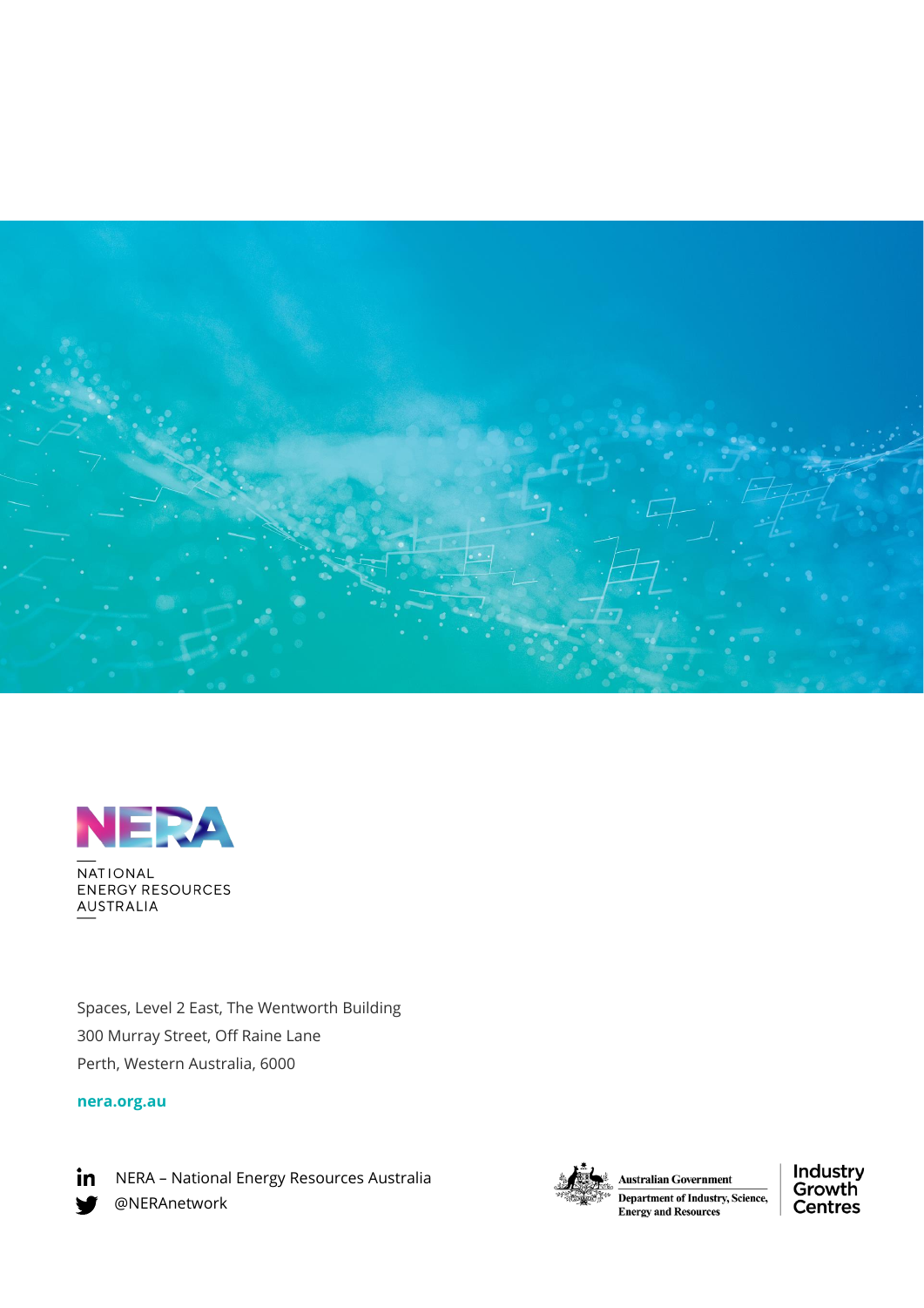NERA

NATIONAL
ENERGY RESOURCES
AUSTRALIA

Spaces, Level 2 East, The Wentworth Building
300 Murray Street, Off Raine Lane
Perth, Western Australia, 6000

**nera.org.au**

NERA – National Energy Resources Australia
@NERAnetwork

Australian Government
Department of Industry, Science, Energy and Resources

Industry Growth Centres